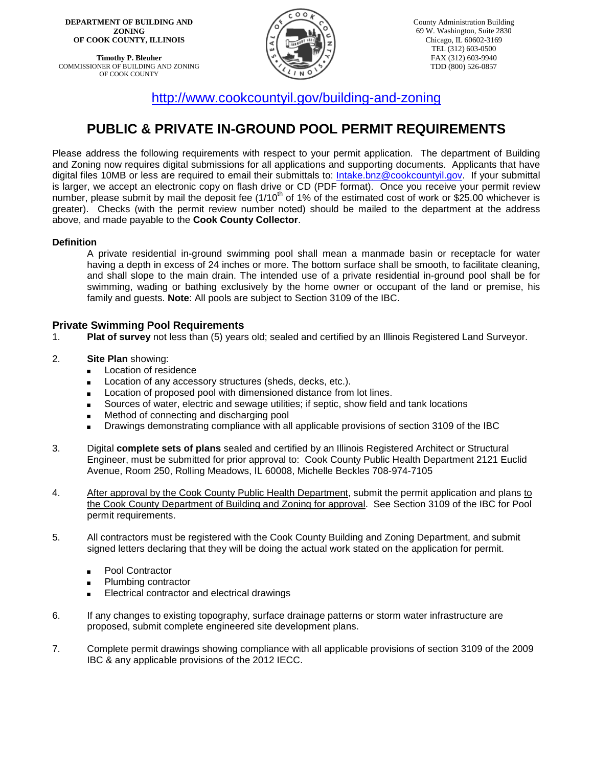**DEPARTMENT OF BUILDING AND ZONING OF COOK COUNTY, ILLINOIS**

**Timothy P. Bleuher**
COMMISSIONER OF BUILDING AND ZONING OF COOK COUNTY

County Administration Building
69 W. Washington, Suite 2830
Chicago, IL 60602-3169
TEL (312) 603-0500
FAX (312) 603-9940
TDD (800) 526-0857

http://www.cookcountyil.gov/building-and-zoning

# PUBLIC & PRIVATE IN-GROUND POOL PERMIT REQUIREMENTS

Please address the following requirements with respect to your permit application. The department of Building and Zoning now requires digital submissions for all applications and supporting documents. Applicants that have digital files 10MB or less are required to email their submittals to: Intake.bnz@cookcountyil.gov. If your submittal is larger, we accept an electronic copy on flash drive or CD (PDF format). Once you receive your permit review number, please submit by mail the deposit fee (1/10th of 1% of the estimated cost of work or $25.00 whichever is greater). Checks (with the permit review number noted) should be mailed to the department at the address above, and made payable to the **Cook County Collector**.

### Definition

A private residential in-ground swimming pool shall mean a manmade basin or receptacle for water having a depth in excess of 24 inches or more. The bottom surface shall be smooth, to facilitate cleaning, and shall slope to the main drain. The intended use of a private residential in-ground pool shall be for swimming, wading or bathing exclusively by the home owner or occupant of the land or premise, his family and guests. **Note**: All pools are subject to Section 3109 of the IBC.

## Private Swimming Pool Requirements

1. **Plat of survey** not less than (5) years old; sealed and certified by an Illinois Registered Land Surveyor.

2. **Site Plan** showing:
   - Location of residence
   - Location of any accessory structures (sheds, decks, etc.).
   - Location of proposed pool with dimensioned distance from lot lines.
   - Sources of water, electric and sewage utilities; if septic, show field and tank locations
   - Method of connecting and discharging pool
   - Drawings demonstrating compliance with all applicable provisions of section 3109 of the IBC

3. Digital **complete sets of plans** sealed and certified by an Illinois Registered Architect or Structural Engineer, must be submitted for prior approval to: Cook County Public Health Department 2121 Euclid Avenue, Room 250, Rolling Meadows, IL 60008, Michelle Beckles 708-974-7105

4. After approval by the Cook County Public Health Department, submit the permit application and plans to the Cook County Department of Building and Zoning for approval. See Section 3109 of the IBC for Pool permit requirements.

5. All contractors must be registered with the Cook County Building and Zoning Department, and submit signed letters declaring that they will be doing the actual work stated on the application for permit.
   - Pool Contractor
   - Plumbing contractor
   - Electrical contractor and electrical drawings

6. If any changes to existing topography, surface drainage patterns or storm water infrastructure are proposed, submit complete engineered site development plans.

7. Complete permit drawings showing compliance with all applicable provisions of section 3109 of the 2009 IBC & any applicable provisions of the 2012 IECC.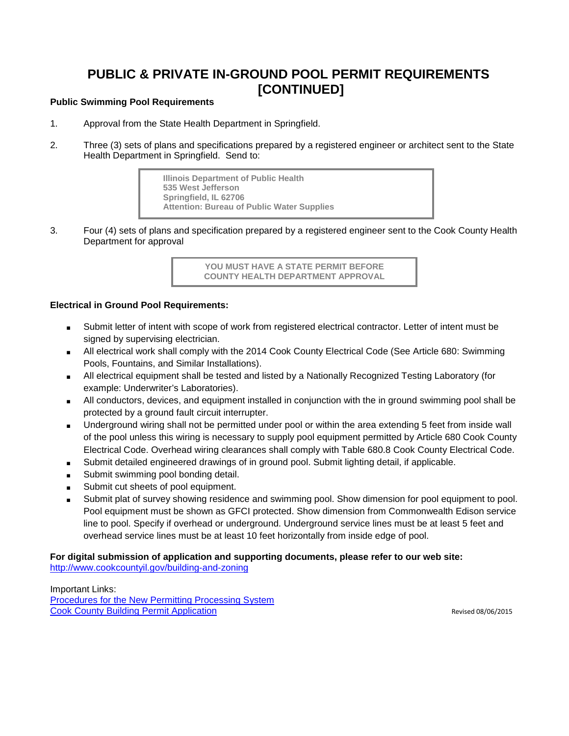# PUBLIC & PRIVATE IN-GROUND POOL PERMIT REQUIREMENTS [CONTINUED]

**Public Swimming Pool Requirements**

1. Approval from the State Health Department in Springfield.

2. Three (3) sets of plans and specifications prepared by a registered engineer or architect sent to the State Health Department in Springfield. Send to:

   **Illinois Department of Public Health**
   **535 West Jefferson**
   **Springfield, IL 62706**
   **Attention: Bureau of Public Water Supplies**

3. Four (4) sets of plans and specification prepared by a registered engineer sent to the Cook County Health Department for approval

   **YOU MUST HAVE A STATE PERMIT BEFORE COUNTY HEALTH DEPARTMENT APPROVAL**

**Electrical in Ground Pool Requirements:**

- Submit letter of intent with scope of work from registered electrical contractor. Letter of intent must be signed by supervising electrician.
- All electrical work shall comply with the 2014 Cook County Electrical Code (See Article 680: Swimming Pools, Fountains, and Similar Installations).
- All electrical equipment shall be tested and listed by a Nationally Recognized Testing Laboratory (for example: Underwriter's Laboratories).
- All conductors, devices, and equipment installed in conjunction with the in ground swimming pool shall be protected by a ground fault circuit interrupter.
- Underground wiring shall not be permitted under pool or within the area extending 5 feet from inside wall of the pool unless this wiring is necessary to supply pool equipment permitted by Article 680 Cook County Electrical Code. Overhead wiring clearances shall comply with Table 680.8 Cook County Electrical Code.
- Submit detailed engineered drawings of in ground pool. Submit lighting detail, if applicable.
- Submit swimming pool bonding detail.
- Submit cut sheets of pool equipment.
- Submit plat of survey showing residence and swimming pool. Show dimension for pool equipment to pool. Pool equipment must be shown as GFCI protected. Show dimension from Commonwealth Edison service line to pool. Specify if overhead or underground. Underground service lines must be at least 5 feet and overhead service lines must be at least 10 feet horizontally from inside edge of pool.

**For digital submission of application and supporting documents, please refer to our web site:**
[http://www.cookcountyil.gov/building-and-zoning](http://www.cookcountyil.gov/building-and-zoning)

Important Links:
Procedures for the New Permitting Processing System
Cook County Building Permit Application

Revised 08/06/2015